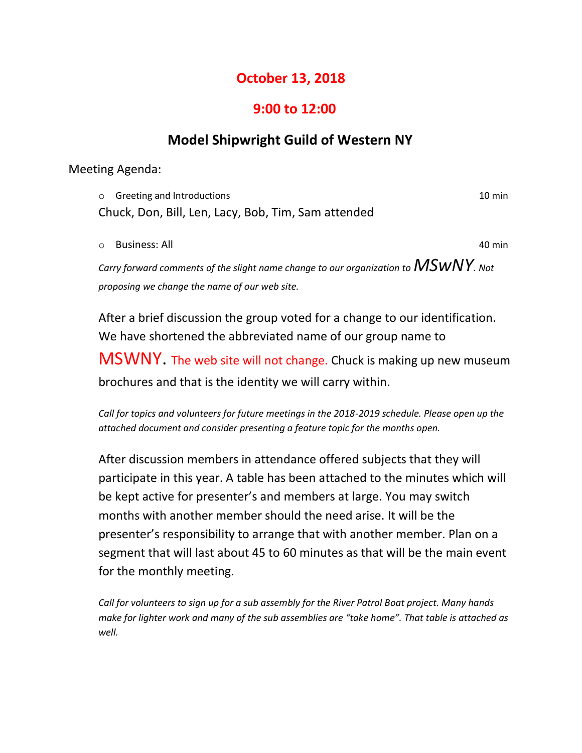## October 13, 2018

## 9:00 to 12:00

## Model Shipwright Guild of Western NY

Meeting Agenda:

- Greeting and Introductions 10 min

Chuck, Don, Bill, Len, Lacy, Bob, Tim, Sam attended

- Business: All 40 min

*Carry forward comments of the slight name change to our organization to MSwNY. Not proposing we change the name of our web site.*

After a brief discussion the group voted for a change to our identification. We have shortened the abbreviated name of our group name to MSWNY. The web site will not change. Chuck is making up new museum brochures and that is the identity we will carry within.

*Call for topics and volunteers for future meetings in the 2018-2019 schedule. Please open up the attached document and consider presenting a feature topic for the months open.*

After discussion members in attendance offered subjects that they will participate in this year. A table has been attached to the minutes which will be kept active for presenter's and members at large. You may switch months with another member should the need arise. It will be the presenter's responsibility to arrange that with another member. Plan on a segment that will last about 45 to 60 minutes as that will be the main event for the monthly meeting.

*Call for volunteers to sign up for a sub assembly for the River Patrol Boat project. Many hands make for lighter work and many of the sub assemblies are "take home". That table is attached as well.*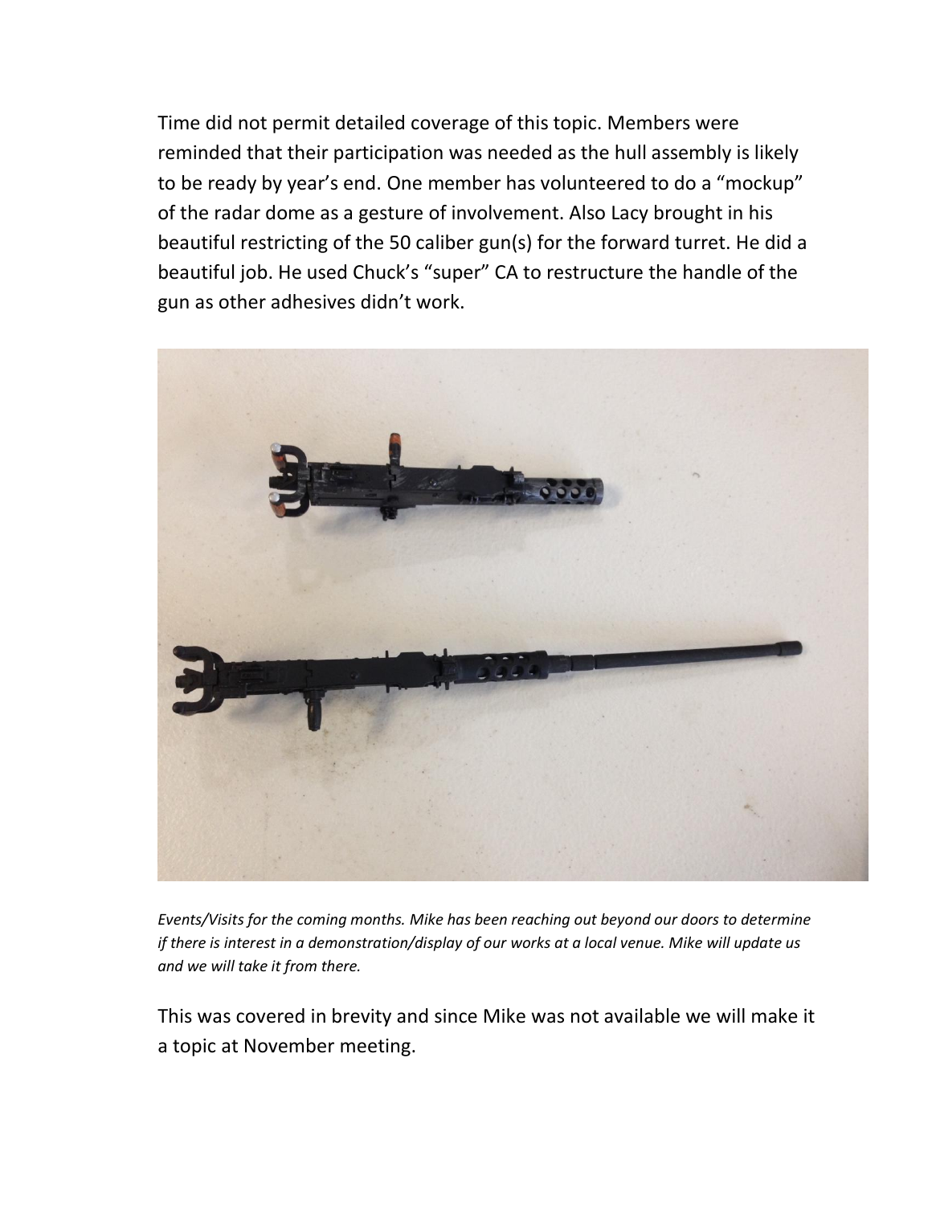Time did not permit detailed coverage of this topic. Members were reminded that their participation was needed as the hull assembly is likely to be ready by year's end. One member has volunteered to do a "mockup" of the radar dome as a gesture of involvement. Also Lacy brought in his beautiful restricting of the 50 caliber gun(s) for the forward turret. He did a beautiful job. He used Chuck's "super" CA to restructure the handle of the gun as other adhesives didn't work.

*Events/Visits for the coming months. Mike has been reaching out beyond our doors to determine if there is interest in a demonstration/display of our works at a local venue. Mike will update us and we will take it from there.*

This was covered in brevity and since Mike was not available we will make it a topic at November meeting.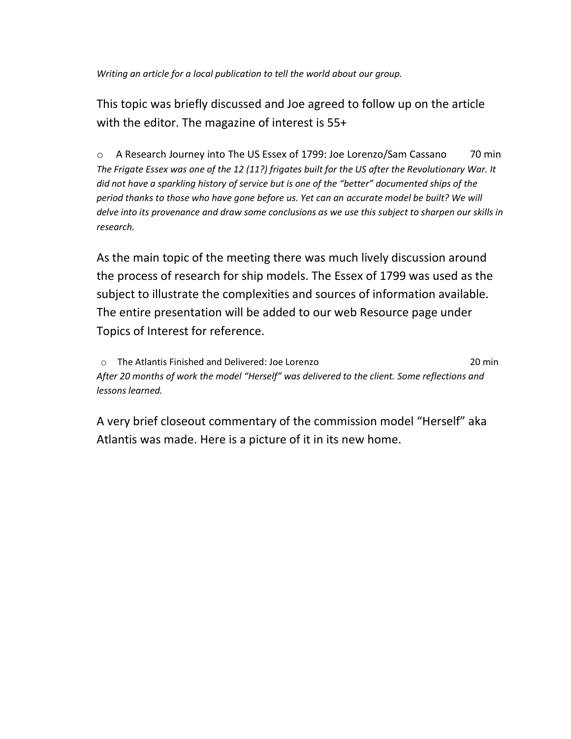*Writing an article for a local publication to tell the world about our group.*

This topic was briefly discussed and Joe agreed to follow up on the article with the editor. The magazine of interest is 55+

- A Research Journey into The US Essex of 1799: Joe Lorenzo/Sam Cassano 70 min

*The Frigate Essex was one of the 12 (11?) frigates built for the US after the Revolutionary War. It did not have a sparkling history of service but is one of the "better" documented ships of the period thanks to those who have gone before us. Yet can an accurate model be built? We will delve into its provenance and draw some conclusions as we use this subject to sharpen our skills in research.*

As the main topic of the meeting there was much lively discussion around the process of research for ship models. The Essex of 1799 was used as the subject to illustrate the complexities and sources of information available. The entire presentation will be added to our web Resource page under Topics of Interest for reference.

- The Atlantis Finished and Delivered: Joe Lorenzo 20 min

*After 20 months of work the model "Herself" was delivered to the client. Some reflections and lessons learned.*

A very brief closeout commentary of the commission model "Herself" aka Atlantis was made. Here is a picture of it in its new home.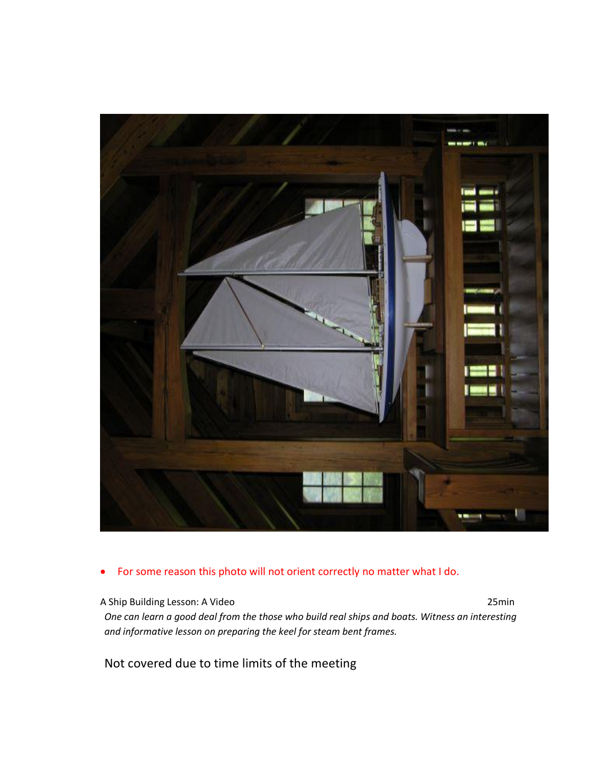- For some reason this photo will not orient correctly no matter what I do.

A Ship Building Lesson: A Video 25min

*One can learn a good deal from the those who build real ships and boats. Witness an interesting and informative lesson on preparing the keel for steam bent frames.*

Not covered due to time limits of the meeting